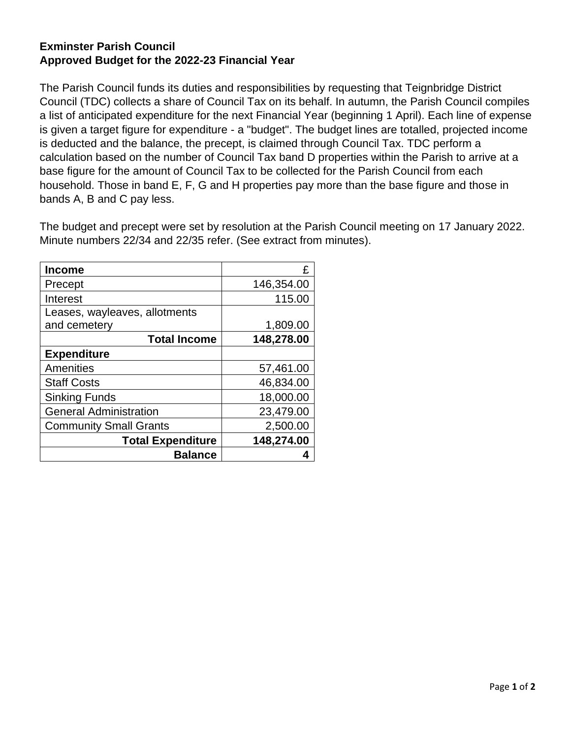**Exminster Parish Council**
**Approved Budget for the 2022-23 Financial Year**

The Parish Council funds its duties and responsibilities by requesting that Teignbridge District Council (TDC) collects a share of Council Tax on its behalf. In autumn, the Parish Council compiles a list of anticipated expenditure for the next Financial Year (beginning 1 April). Each line of expense is given a target figure for expenditure - a "budget". The budget lines are totalled, projected income is deducted and the balance, the precept, is claimed through Council Tax. TDC perform a calculation based on the number of Council Tax band D properties within the Parish to arrive at a base figure for the amount of Council Tax to be collected for the Parish Council from each household. Those in band E, F, G and H properties pay more than the base figure and those in bands A, B and C pay less.

The budget and precept were set by resolution at the Parish Council meeting on 17 January 2022. Minute numbers 22/34 and 22/35 refer. (See extract from minutes).

| **Income** | £ |
|---|---:|
| Precept | 146,354.00 |
| Interest | 115.00 |
| Leases, wayleaves, allotments and cemetery | 1,809.00 |
| **Total Income** | **148,278.00** |
| **Expenditure** | |
| Amenities | 57,461.00 |
| Staff Costs | 46,834.00 |
| Sinking Funds | 18,000.00 |
| General Administration | 23,479.00 |
| Community Small Grants | 2,500.00 |
| **Total Expenditure** | **148,274.00** |
| **Balance** | **4** |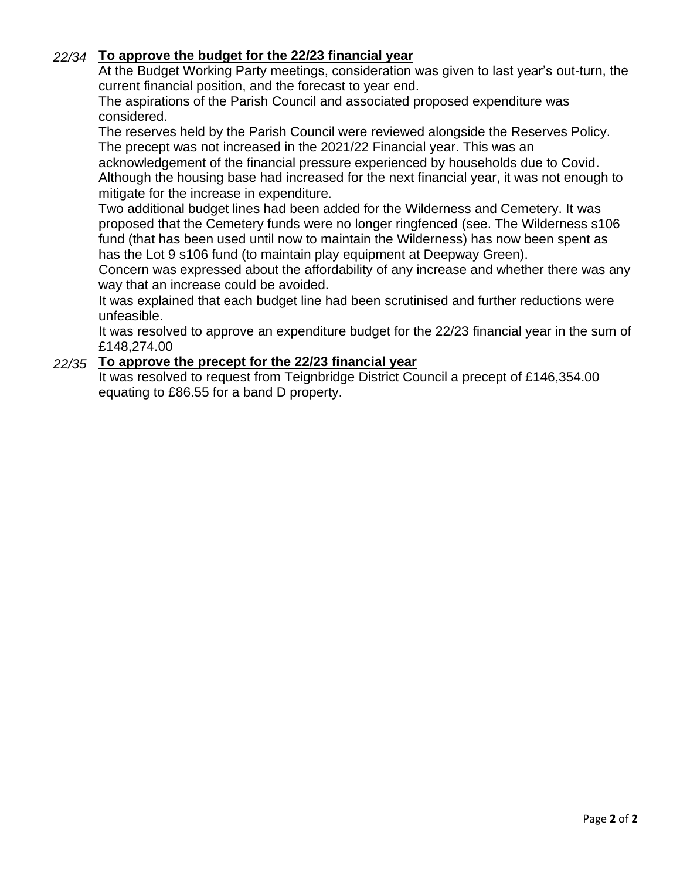*22/34* **To approve the budget for the 22/23 financial year**

At the Budget Working Party meetings, consideration was given to last year's out-turn, the current financial position, and the forecast to year end.

The aspirations of the Parish Council and associated proposed expenditure was considered.

The reserves held by the Parish Council were reviewed alongside the Reserves Policy.

The precept was not increased in the 2021/22 Financial year. This was an acknowledgement of the financial pressure experienced by households due to Covid.

Although the housing base had increased for the next financial year, it was not enough to mitigate for the increase in expenditure.

Two additional budget lines had been added for the Wilderness and Cemetery. It was proposed that the Cemetery funds were no longer ringfenced (see. The Wilderness s106 fund (that has been used until now to maintain the Wilderness) has now been spent as has the Lot 9 s106 fund (to maintain play equipment at Deepway Green).

Concern was expressed about the affordability of any increase and whether there was any way that an increase could be avoided.

It was explained that each budget line had been scrutinised and further reductions were unfeasible.

It was resolved to approve an expenditure budget for the 22/23 financial year in the sum of £148,274.00

*22/35* **To approve the precept for the 22/23 financial year**

It was resolved to request from Teignbridge District Council a precept of £146,354.00 equating to £86.55 for a band D property.